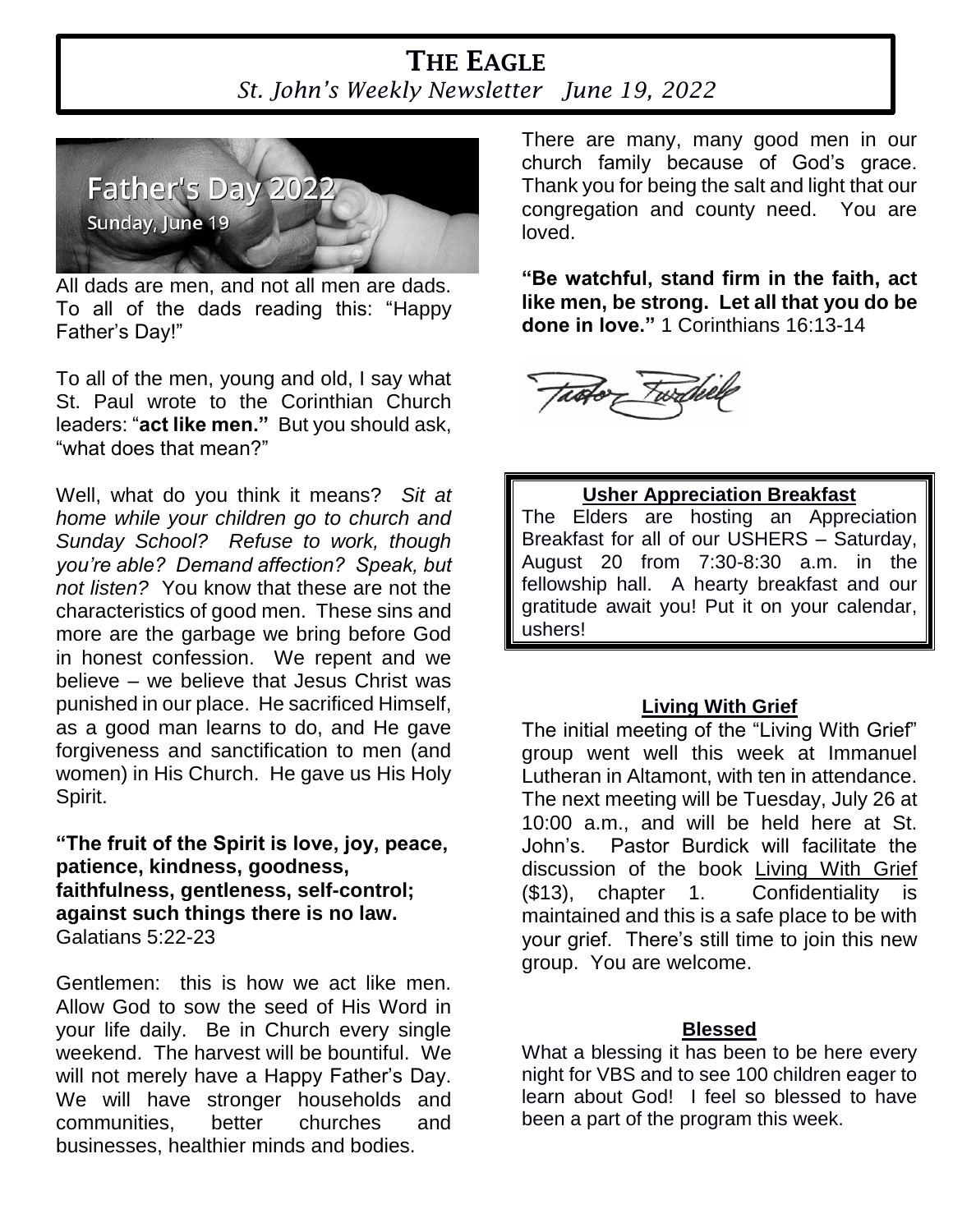# THE EAGLE

*St. John's Weekly Newsletter June 19, 2022*

Father's Day 2022

Sunday, June 19

All dads are men, and not all men are dads. To all of the dads reading this: "Happy Father's Day!"

To all of the men, young and old, I say what St. Paul wrote to the Corinthian Church leaders: "**act like men."** But you should ask, "what does that mean?"

Well, what do you think it means? *Sit at home while your children go to church and Sunday School? Refuse to work, though you're able? Demand affection? Speak, but not listen?* You know that these are not the characteristics of good men. These sins and more are the garbage we bring before God in honest confession. We repent and we believe – we believe that Jesus Christ was punished in our place. He sacrificed Himself, as a good man learns to do, and He gave forgiveness and sanctification to men (and women) in His Church. He gave us His Holy Spirit.

**"The fruit of the Spirit is love, joy, peace, patience, kindness, goodness, faithfulness, gentleness, self-control; against such things there is no law.** Galatians 5:22-23

Gentlemen: this is how we act like men. Allow God to sow the seed of His Word in your life daily. Be in Church every single weekend. The harvest will be bountiful. We will not merely have a Happy Father's Day. We will have stronger households and communities, better churches and businesses, healthier minds and bodies.

There are many, many good men in our church family because of God's grace. Thank you for being the salt and light that our congregation and county need. You are loved.

**"Be watchful, stand firm in the faith, act like men, be strong. Let all that you do be done in love."** 1 Corinthians 16:13-14

Pastor Burdick

### Usher Appreciation Breakfast

The Elders are hosting an Appreciation Breakfast for all of our USHERS – Saturday, August 20 from 7:30-8:30 a.m. in the fellowship hall. A hearty breakfast and our gratitude await you! Put it on your calendar, ushers!

### Living With Grief

The initial meeting of the "Living With Grief" group went well this week at Immanuel Lutheran in Altamont, with ten in attendance. The next meeting will be Tuesday, July 26 at 10:00 a.m., and will be held here at St. John's. Pastor Burdick will facilitate the discussion of the book Living With Grief ($13), chapter 1. Confidentiality is maintained and this is a safe place to be with your grief. There's still time to join this new group. You are welcome.

### Blessed

What a blessing it has been to be here every night for VBS and to see 100 children eager to learn about God! I feel so blessed to have been a part of the program this week.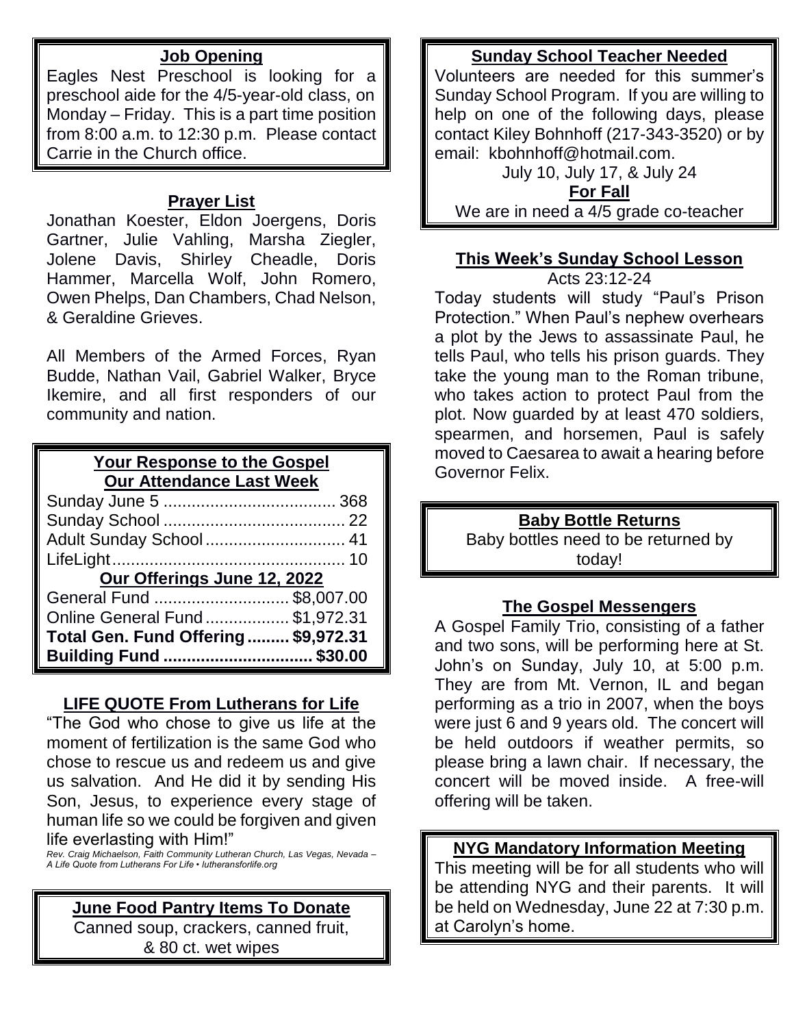## Job Opening

Eagles Nest Preschool is looking for a preschool aide for the 4/5-year-old class, on Monday – Friday. This is a part time position from 8:00 a.m. to 12:30 p.m. Please contact Carrie in the Church office.

## Prayer List

Jonathan Koester, Eldon Joergens, Doris Gartner, Julie Vahling, Marsha Ziegler, Jolene Davis, Shirley Cheadle, Doris Hammer, Marcella Wolf, John Romero, Owen Phelps, Dan Chambers, Chad Nelson, & Geraldine Grieves.

All Members of the Armed Forces, Ryan Budde, Nathan Vail, Gabriel Walker, Bryce Ikemire, and all first responders of our community and nation.

## Your Response to the Gospel

### Our Attendance Last Week

| | |
|---|---|
| Sunday June 5 | 368 |
| Sunday School | 22 |
| Adult Sunday School | 41 |
| LifeLight | 10 |

### Our Offerings June 12, 2022

| | |
|---|---|
| General Fund | $8,007.00 |
| Online General Fund | $1,972.31 |
| **Total Gen. Fund Offering** | **$9,972.31** |
| **Building Fund** | **$30.00** |

## LIFE QUOTE From Lutherans for Life

"The God who chose to give us life at the moment of fertilization is the same God who chose to rescue us and redeem us and give us salvation. And He did it by sending His Son, Jesus, to experience every stage of human life so we could be forgiven and given life everlasting with Him!"

*Rev. Craig Michaelson, Faith Community Lutheran Church, Las Vegas, Nevada – A Life Quote from Lutherans For Life • lutheransforlife.org*

## June Food Pantry Items To Donate

Canned soup, crackers, canned fruit, & 80 ct. wet wipes

## Sunday School Teacher Needed

Volunteers are needed for this summer's Sunday School Program. If you are willing to help on one of the following days, please contact Kiley Bohnhoff (217-343-3520) or by email: kbohnhoff@hotmail.com.

July 10, July 17, & July 24

**For Fall**

We are in need a 4/5 grade co-teacher

## This Week's Sunday School Lesson

Acts 23:12-24

Today students will study "Paul's Prison Protection." When Paul's nephew overhears a plot by the Jews to assassinate Paul, he tells Paul, who tells his prison guards. They take the young man to the Roman tribune, who takes action to protect Paul from the plot. Now guarded by at least 470 soldiers, spearmen, and horsemen, Paul is safely moved to Caesarea to await a hearing before Governor Felix.

## Baby Bottle Returns

Baby bottles need to be returned by today!

## The Gospel Messengers

A Gospel Family Trio, consisting of a father and two sons, will be performing here at St. John's on Sunday, July 10, at 5:00 p.m. They are from Mt. Vernon, IL and began performing as a trio in 2007, when the boys were just 6 and 9 years old. The concert will be held outdoors if weather permits, so please bring a lawn chair. If necessary, the concert will be moved inside. A free-will offering will be taken.

## NYG Mandatory Information Meeting

This meeting will be for all students who will be attending NYG and their parents. It will be held on Wednesday, June 22 at 7:30 p.m. at Carolyn's home.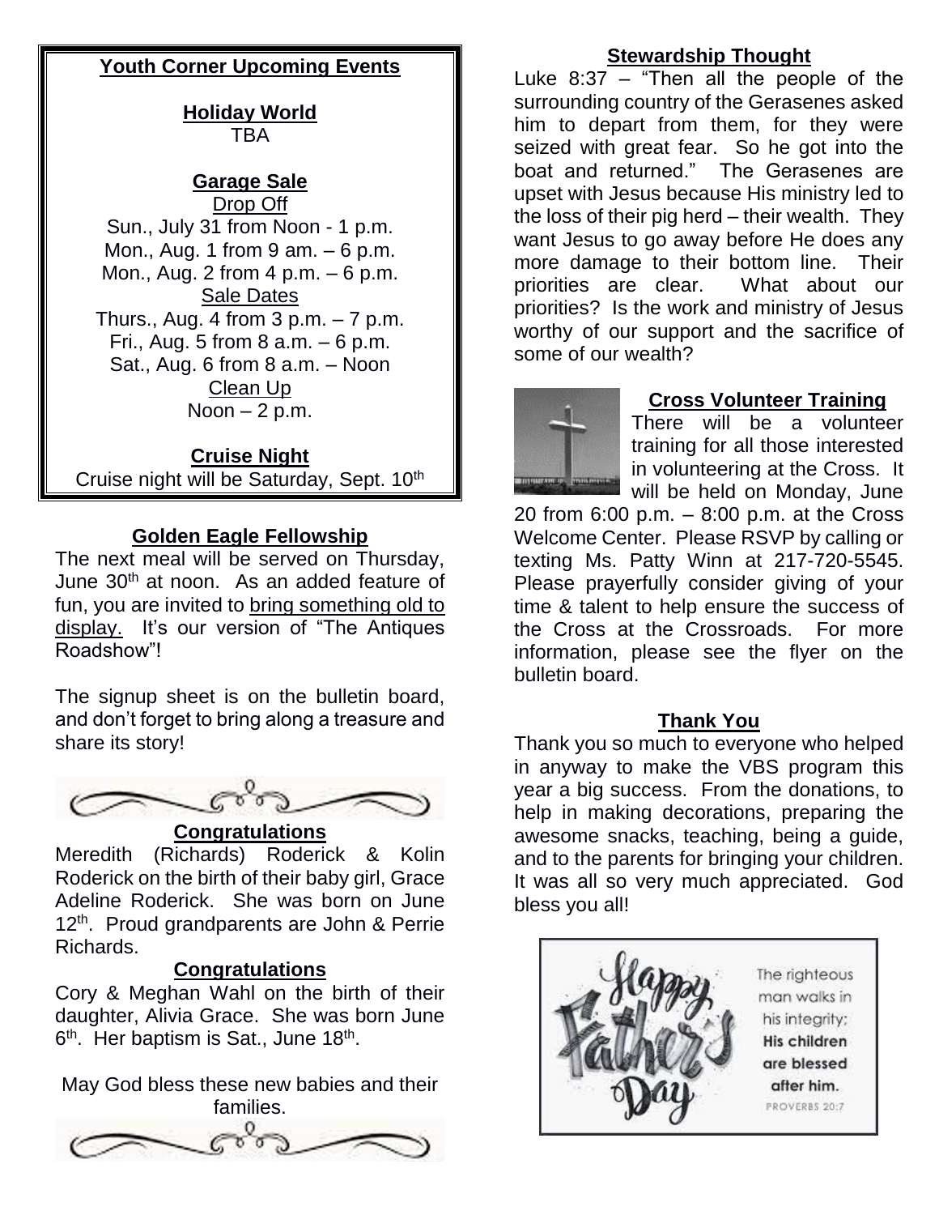## Youth Corner Upcoming Events

**Holiday World**
TBA

**Garage Sale**
Drop Off
Sun., July 31 from Noon - 1 p.m.
Mon., Aug. 1 from 9 am. – 6 p.m.
Mon., Aug. 2 from 4 p.m. – 6 p.m.
Sale Dates
Thurs., Aug. 4 from 3 p.m. – 7 p.m.
Fri., Aug. 5 from 8 a.m. – 6 p.m.
Sat., Aug. 6 from 8 a.m. – Noon
Clean Up
Noon – 2 p.m.

**Cruise Night**
Cruise night will be Saturday, Sept. 10th

## Golden Eagle Fellowship

The next meal will be served on Thursday, June 30th at noon. As an added feature of fun, you are invited to bring something old to display. It's our version of "The Antiques Roadshow"!

The signup sheet is on the bulletin board, and don't forget to bring along a treasure and share its story!

## Congratulations

Meredith (Richards) Roderick & Kolin Roderick on the birth of their baby girl, Grace Adeline Roderick. She was born on June 12th. Proud grandparents are John & Perrie Richards.

## Congratulations

Cory & Meghan Wahl on the birth of their daughter, Alivia Grace. She was born June 6th. Her baptism is Sat., June 18th.

May God bless these new babies and their families.

## Stewardship Thought

Luke 8:37 – "Then all the people of the surrounding country of the Gerasenes asked him to depart from them, for they were seized with great fear. So he got into the boat and returned." The Gerasenes are upset with Jesus because His ministry led to the loss of their pig herd – their wealth. They want Jesus to go away before He does any more damage to their bottom line. Their priorities are clear. What about our priorities? Is the work and ministry of Jesus worthy of our support and the sacrifice of some of our wealth?

## Cross Volunteer Training

There will be a volunteer training for all those interested in volunteering at the Cross. It will be held on Monday, June 20 from 6:00 p.m. – 8:00 p.m. at the Cross Welcome Center. Please RSVP by calling or texting Ms. Patty Winn at 217-720-5545. Please prayerfully consider giving of your time & talent to help ensure the success of the Cross at the Crossroads. For more information, please see the flyer on the bulletin board.

## Thank You

Thank you so much to everyone who helped in anyway to make the VBS program this year a big success. From the donations, to help in making decorations, preparing the awesome snacks, teaching, being a guide, and to the parents for bringing your children. It was all so very much appreciated. God bless you all!

Happy Father's Day

The righteous man walks in his integrity; **His children are blessed after him.**
PROVERBS 20:7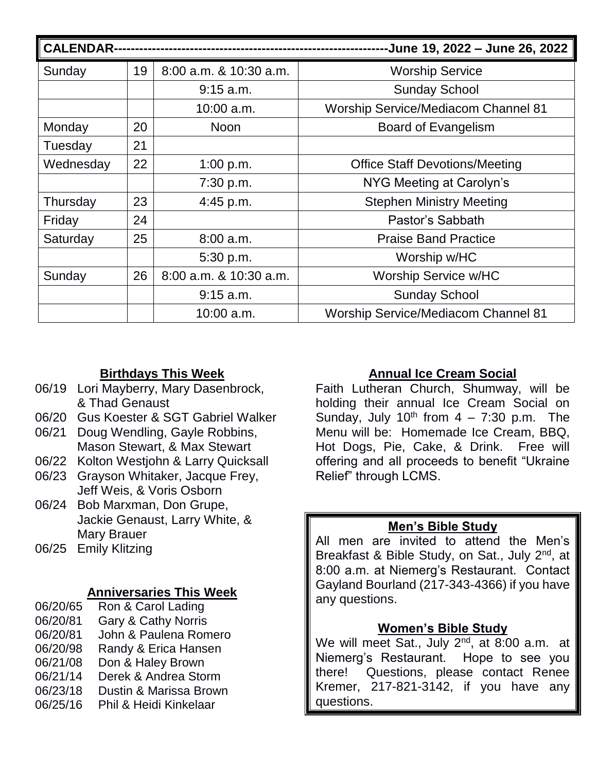## CALENDAR---------------------------------------------------------------June 19, 2022 – June 26, 2022

| | | | |
|---|---|---|---|
| Sunday | 19 | 8:00 a.m. & 10:30 a.m. | Worship Service |
| | | 9:15 a.m. | Sunday School |
| | | 10:00 a.m. | Worship Service/Mediacom Channel 81 |
| Monday | 20 | Noon | Board of Evangelism |
| Tuesday | 21 | | |
| Wednesday | 22 | 1:00 p.m. | Office Staff Devotions/Meeting |
| | | 7:30 p.m. | NYG Meeting at Carolyn's |
| Thursday | 23 | 4:45 p.m. | Stephen Ministry Meeting |
| Friday | 24 | | Pastor's Sabbath |
| Saturday | 25 | 8:00 a.m. | Praise Band Practice |
| | | 5:30 p.m. | Worship w/HC |
| Sunday | 26 | 8:00 a.m. & 10:30 a.m. | Worship Service w/HC |
| | | 9:15 a.m. | Sunday School |
| | | 10:00 a.m. | Worship Service/Mediacom Channel 81 |

### Birthdays This Week

06/19 Lori Mayberry, Mary Dasenbrock, & Thad Genaust
06/20 Gus Koester & SGT Gabriel Walker
06/21 Doug Wendling, Gayle Robbins, Mason Stewart, & Max Stewart
06/22 Kolton Westjohn & Larry Quicksall
06/23 Grayson Whitaker, Jacque Frey, Jeff Weis, & Voris Osborn
06/24 Bob Marxman, Don Grupe, Jackie Genaust, Larry White, & Mary Brauer
06/25 Emily Klitzing

### Anniversaries This Week

06/20/65 Ron & Carol Lading
06/20/81 Gary & Cathy Norris
06/20/81 John & Paulena Romero
06/20/98 Randy & Erica Hansen
06/21/08 Don & Haley Brown
06/21/14 Derek & Andrea Storm
06/23/18 Dustin & Marissa Brown
06/25/16 Phil & Heidi Kinkelaar

### Annual Ice Cream Social

Faith Lutheran Church, Shumway, will be holding their annual Ice Cream Social on Sunday, July 10th from 4 – 7:30 p.m. The Menu will be: Homemade Ice Cream, BBQ, Hot Dogs, Pie, Cake, & Drink. Free will offering and all proceeds to benefit "Ukraine Relief" through LCMS.

### Men's Bible Study

All men are invited to attend the Men's Breakfast & Bible Study, on Sat., July 2nd, at 8:00 a.m. at Niemerg's Restaurant. Contact Gayland Bourland (217-343-4366) if you have any questions.

### Women's Bible Study

We will meet Sat., July 2nd, at 8:00 a.m. at Niemerg's Restaurant. Hope to see you there! Questions, please contact Renee Kremer, 217-821-3142, if you have any questions.